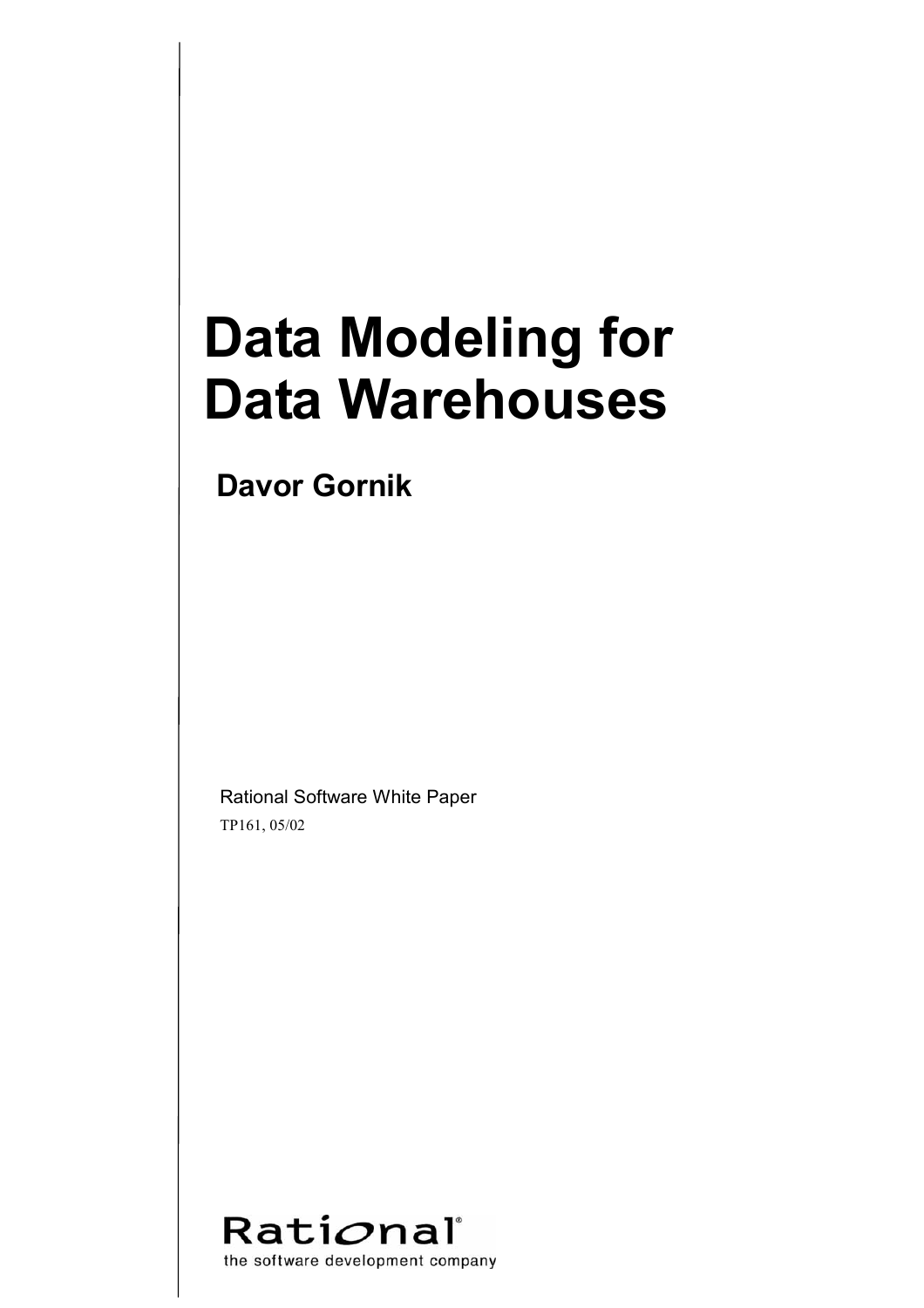# Data Modeling for Data Warehouses

**Davor Gornik**

Rational Software White Paper

TP161, 05/02

Rational
the software development company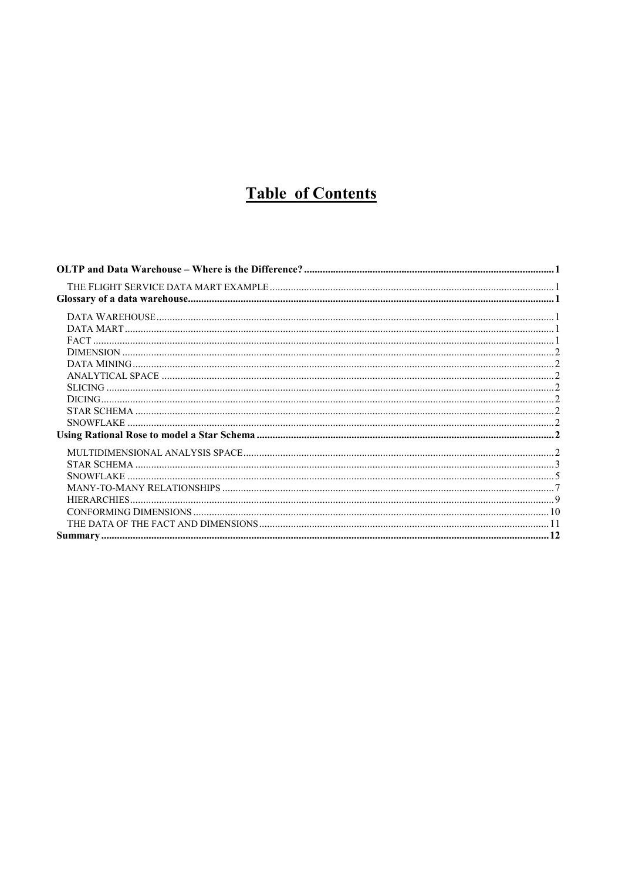# Table of Contents

- **OLTP and Data Warehouse – Where is the Difference?** ..... 1
  - THE FLIGHT SERVICE DATA MART EXAMPLE ..... 1
- **Glossary of a data warehouse** ..... 1
  - DATA WAREHOUSE ..... 1
  - DATA MART ..... 1
  - FACT ..... 1
  - DIMENSION ..... 2
  - DATA MINING ..... 2
  - ANALYTICAL SPACE ..... 2
  - SLICING ..... 2
  - DICING ..... 2
  - STAR SCHEMA ..... 2
  - SNOWFLAKE ..... 2
- **Using Rational Rose to model a Star Schema** ..... 2
  - MULTIDIMENSIONAL ANALYSIS SPACE ..... 2
  - STAR SCHEMA ..... 3
  - SNOWFLAKE ..... 5
  - MANY-TO-MANY RELATIONSHIPS ..... 7
  - HIERARCHIES ..... 9
  - CONFORMING DIMENSIONS ..... 10
  - THE DATA OF THE FACT AND DIMENSIONS ..... 11
- **Summary** ..... 12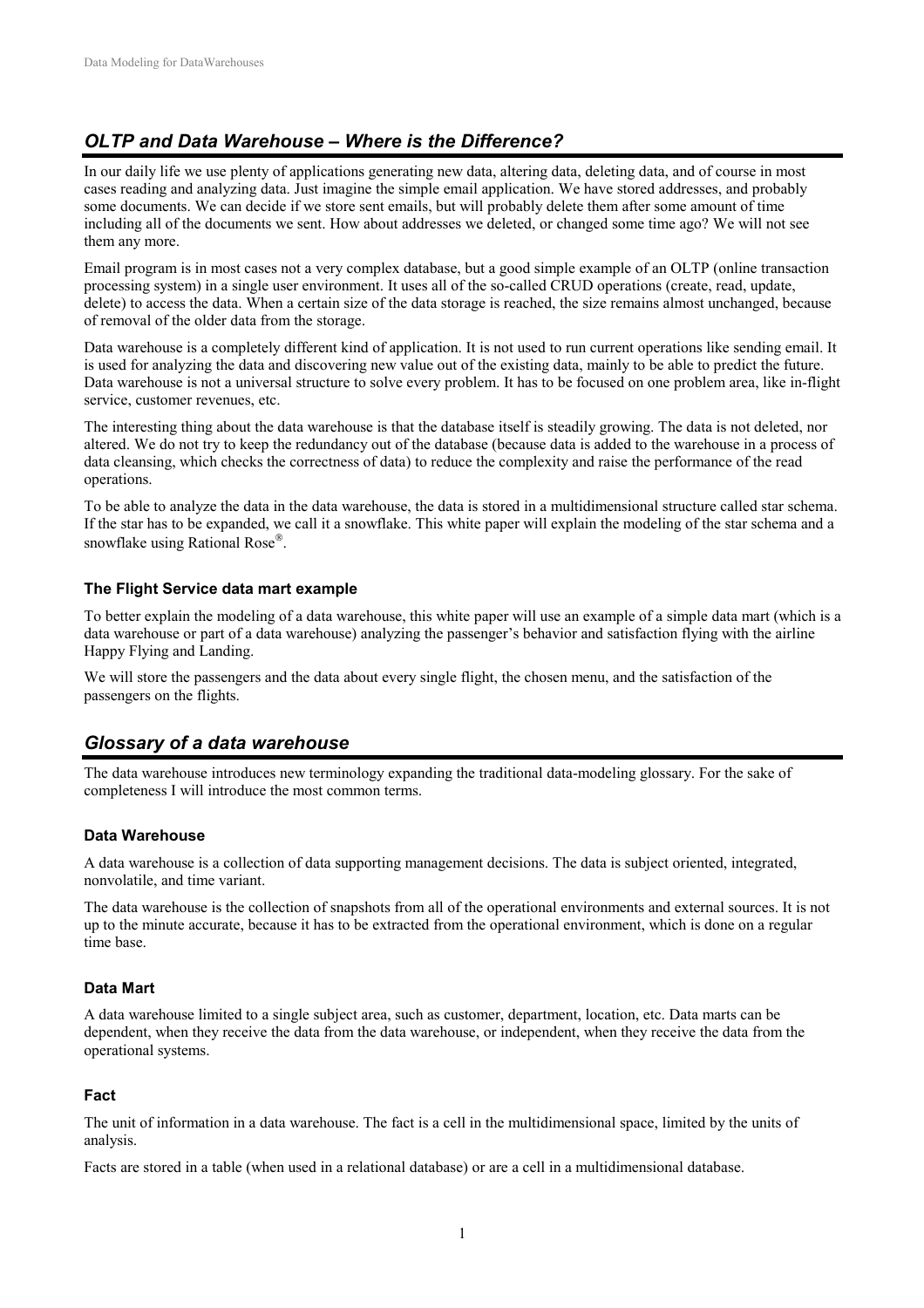## *OLTP and Data Warehouse – Where is the Difference?*

In our daily life we use plenty of applications generating new data, altering data, deleting data, and of course in most cases reading and analyzing data. Just imagine the simple email application. We have stored addresses, and probably some documents. We can decide if we store sent emails, but will probably delete them after some amount of time including all of the documents we sent. How about addresses we deleted, or changed some time ago? We will not see them any more.

Email program is in most cases not a very complex database, but a good simple example of an OLTP (online transaction processing system) in a single user environment. It uses all of the so-called CRUD operations (create, read, update, delete) to access the data. When a certain size of the data storage is reached, the size remains almost unchanged, because of removal of the older data from the storage.

Data warehouse is a completely different kind of application. It is not used to run current operations like sending email. It is used for analyzing the data and discovering new value out of the existing data, mainly to be able to predict the future. Data warehouse is not a universal structure to solve every problem. It has to be focused on one problem area, like in-flight service, customer revenues, etc.

The interesting thing about the data warehouse is that the database itself is steadily growing. The data is not deleted, nor altered. We do not try to keep the redundancy out of the database (because data is added to the warehouse in a process of data cleansing, which checks the correctness of data) to reduce the complexity and raise the performance of the read operations.

To be able to analyze the data in the data warehouse, the data is stored in a multidimensional structure called star schema. If the star has to be expanded, we call it a snowflake. This white paper will explain the modeling of the star schema and a snowflake using Rational Rose®.

### The Flight Service data mart example

To better explain the modeling of a data warehouse, this white paper will use an example of a simple data mart (which is a data warehouse or part of a data warehouse) analyzing the passenger's behavior and satisfaction flying with the airline Happy Flying and Landing.

We will store the passengers and the data about every single flight, the chosen menu, and the satisfaction of the passengers on the flights.

## *Glossary of a data warehouse*

The data warehouse introduces new terminology expanding the traditional data-modeling glossary. For the sake of completeness I will introduce the most common terms.

### Data Warehouse

A data warehouse is a collection of data supporting management decisions. The data is subject oriented, integrated, nonvolatile, and time variant.

The data warehouse is the collection of snapshots from all of the operational environments and external sources. It is not up to the minute accurate, because it has to be extracted from the operational environment, which is done on a regular time base.

### Data Mart

A data warehouse limited to a single subject area, such as customer, department, location, etc. Data marts can be dependent, when they receive the data from the data warehouse, or independent, when they receive the data from the operational systems.

### Fact

The unit of information in a data warehouse. The fact is a cell in the multidimensional space, limited by the units of analysis.

Facts are stored in a table (when used in a relational database) or are a cell in a multidimensional database.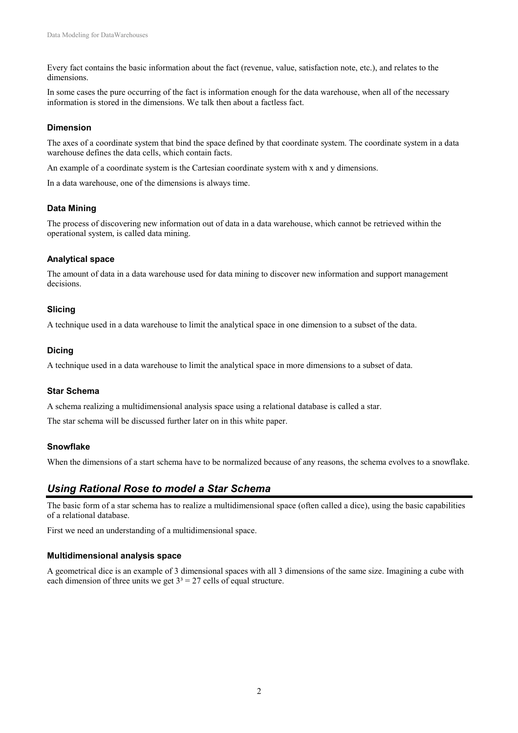Every fact contains the basic information about the fact (revenue, value, satisfaction note, etc.), and relates to the dimensions.

In some cases the pure occurring of the fact is information enough for the data warehouse, when all of the necessary information is stored in the dimensions. We talk then about a factless fact.

### Dimension

The axes of a coordinate system that bind the space defined by that coordinate system. The coordinate system in a data warehouse defines the data cells, which contain facts.

An example of a coordinate system is the Cartesian coordinate system with x and y dimensions.

In a data warehouse, one of the dimensions is always time.

### Data Mining

The process of discovering new information out of data in a data warehouse, which cannot be retrieved within the operational system, is called data mining.

### Analytical space

The amount of data in a data warehouse used for data mining to discover new information and support management decisions.

### Slicing

A technique used in a data warehouse to limit the analytical space in one dimension to a subset of the data.

### Dicing

A technique used in a data warehouse to limit the analytical space in more dimensions to a subset of data.

### Star Schema

A schema realizing a multidimensional analysis space using a relational database is called a star.

The star schema will be discussed further later on in this white paper.

### Snowflake

When the dimensions of a start schema have to be normalized because of any reasons, the schema evolves to a snowflake.

## *Using Rational Rose to model a Star Schema*

The basic form of a star schema has to realize a multidimensional space (often called a dice), using the basic capabilities of a relational database.

First we need an understanding of a multidimensional space.

### Multidimensional analysis space

A geometrical dice is an example of 3 dimensional spaces with all 3 dimensions of the same size. Imagining a cube with each dimension of three units we get $3^3 = 27$ cells of equal structure.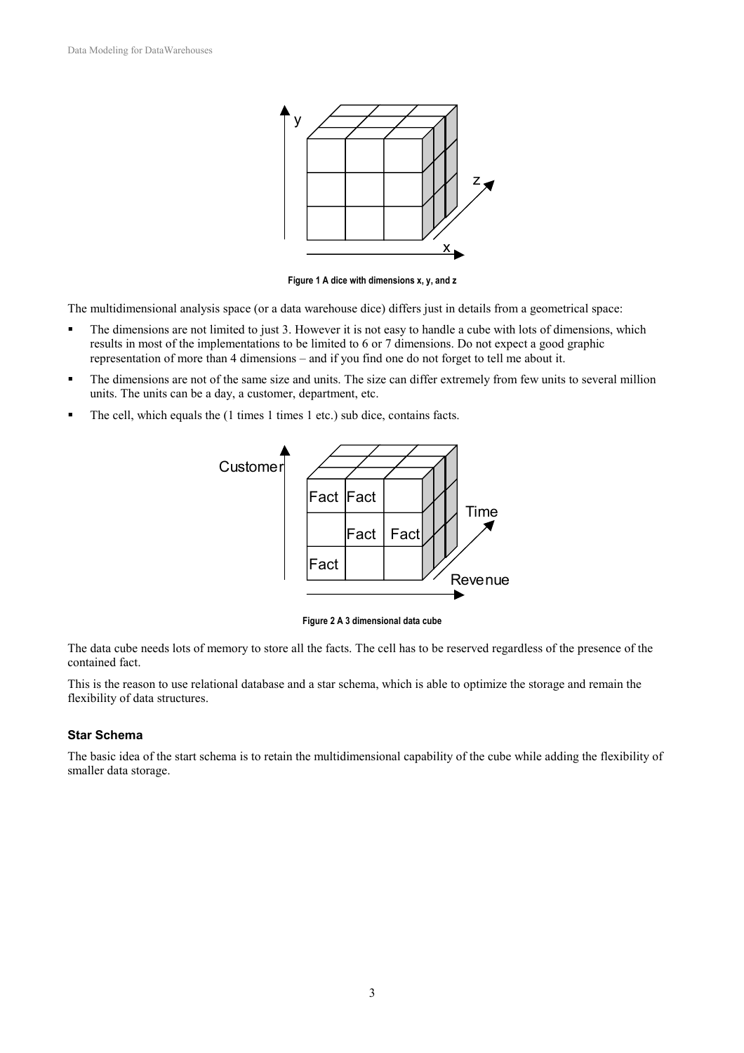Figure 1 A dice with dimensions x, y, and z

The multidimensional analysis space (or a data warehouse dice) differs just in details from a geometrical space:

- The dimensions are not limited to just 3. However it is not easy to handle a cube with lots of dimensions, which results in most of the implementations to be limited to 6 or 7 dimensions. Do not expect a good graphic representation of more than 4 dimensions – and if you find one do not forget to tell me about it.
- The dimensions are not of the same size and units. The size can differ extremely from few units to several million units. The units can be a day, a customer, department, etc.
- The cell, which equals the (1 times 1 times 1 etc.) sub dice, contains facts.

Figure 2 A 3 dimensional data cube

The data cube needs lots of memory to store all the facts. The cell has to be reserved regardless of the presence of the contained fact.

This is the reason to use relational database and a star schema, which is able to optimize the storage and remain the flexibility of data structures.

### Star Schema

The basic idea of the start schema is to retain the multidimensional capability of the cube while adding the flexibility of smaller data storage.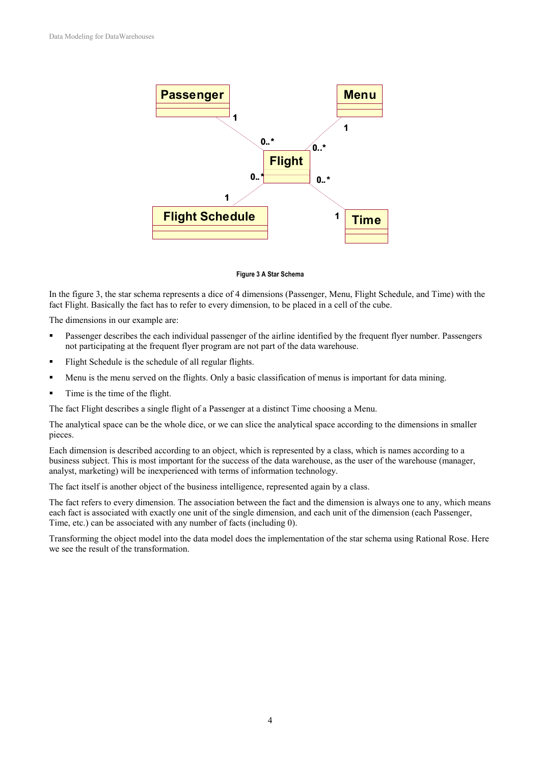Figure 3 A Star Schema

In the figure 3, the star schema represents a dice of 4 dimensions (Passenger, Menu, Flight Schedule, and Time) with the fact Flight. Basically the fact has to refer to every dimension, to be placed in a cell of the cube.

The dimensions in our example are:

- Passenger describes the each individual passenger of the airline identified by the frequent flyer number. Passengers not participating at the frequent flyer program are not part of the data warehouse.
- Flight Schedule is the schedule of all regular flights.
- Menu is the menu served on the flights. Only a basic classification of menus is important for data mining.
- Time is the time of the flight.

The fact Flight describes a single flight of a Passenger at a distinct Time choosing a Menu.

The analytical space can be the whole dice, or we can slice the analytical space according to the dimensions in smaller pieces.

Each dimension is described according to an object, which is represented by a class, which is names according to a business subject. This is most important for the success of the data warehouse, as the user of the warehouse (manager, analyst, marketing) will be inexperienced with terms of information technology.

The fact itself is another object of the business intelligence, represented again by a class.

The fact refers to every dimension. The association between the fact and the dimension is always one to any, which means each fact is associated with exactly one unit of the single dimension, and each unit of the dimension (each Passenger, Time, etc.) can be associated with any number of facts (including 0).

Transforming the object model into the data model does the implementation of the star schema using Rational Rose. Here we see the result of the transformation.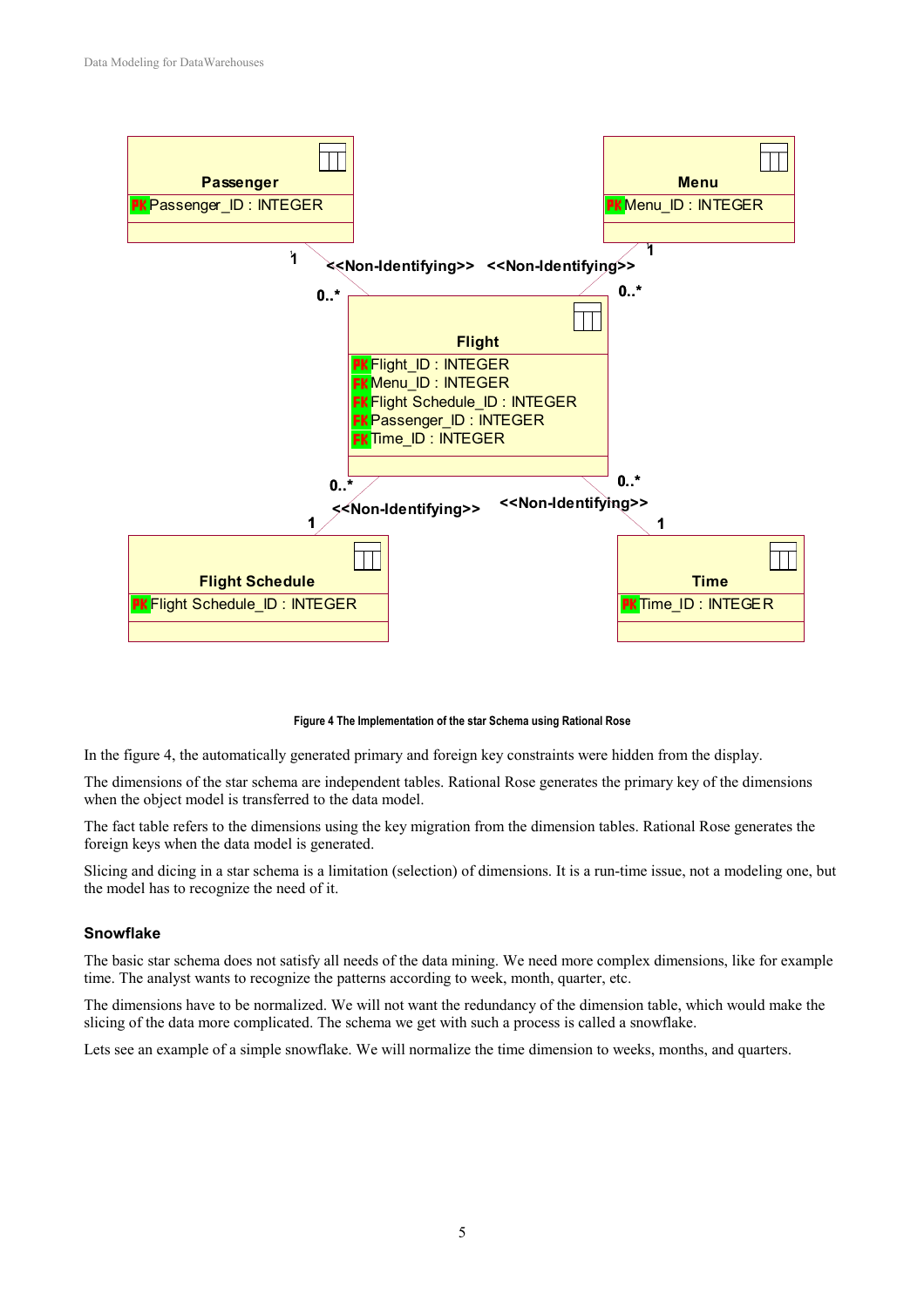Figure 4 The Implementation of the star Schema using Rational Rose

In the figure 4, the automatically generated primary and foreign key constraints were hidden from the display.

The dimensions of the star schema are independent tables. Rational Rose generates the primary key of the dimensions when the object model is transferred to the data model.

The fact table refers to the dimensions using the key migration from the dimension tables. Rational Rose generates the foreign keys when the data model is generated.

Slicing and dicing in a star schema is a limitation (selection) of dimensions. It is a run-time issue, not a modeling one, but the model has to recognize the need of it.

### Snowflake

The basic star schema does not satisfy all needs of the data mining. We need more complex dimensions, like for example time. The analyst wants to recognize the patterns according to week, month, quarter, etc.

The dimensions have to be normalized. We will not want the redundancy of the dimension table, which would make the slicing of the data more complicated. The schema we get with such a process is called a snowflake.

Lets see an example of a simple snowflake. We will normalize the time dimension to weeks, months, and quarters.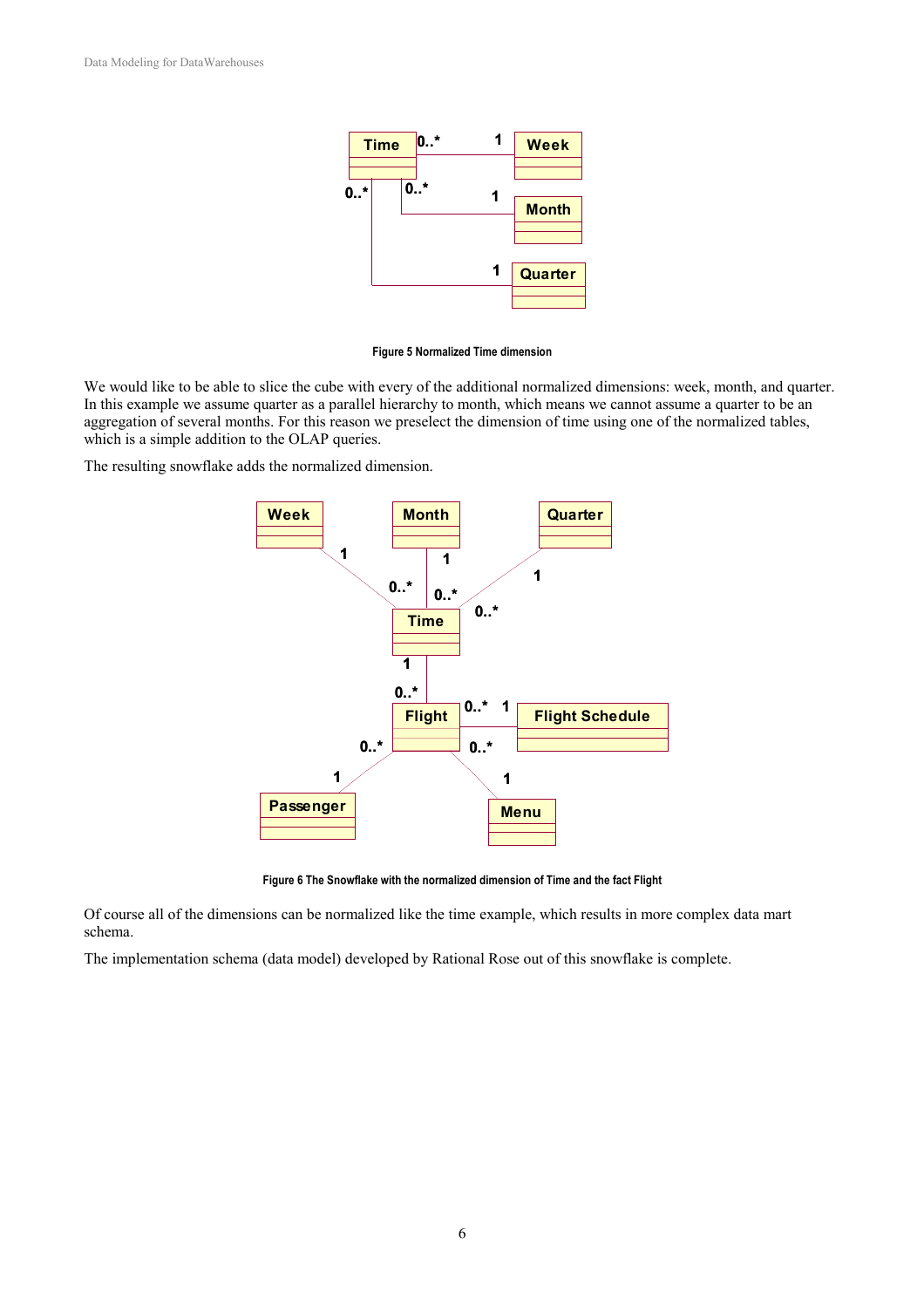Figure 5 Normalized Time dimension

We would like to be able to slice the cube with every of the additional normalized dimensions: week, month, and quarter. In this example we assume quarter as a parallel hierarchy to month, which means we cannot assume a quarter to be an aggregation of several months. For this reason we preselect the dimension of time using one of the normalized tables, which is a simple addition to the OLAP queries.

The resulting snowflake adds the normalized dimension.

Figure 6 The Snowflake with the normalized dimension of Time and the fact Flight

Of course all of the dimensions can be normalized like the time example, which results in more complex data mart schema.

The implementation schema (data model) developed by Rational Rose out of this snowflake is complete.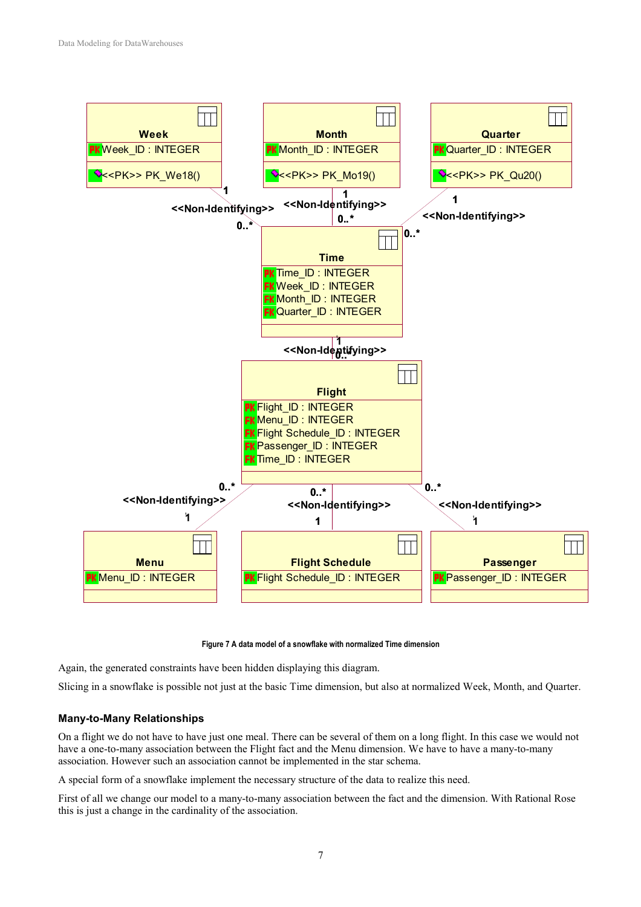Figure 7 A data model of a snowflake with normalized Time dimension

Again, the generated constraints have been hidden displaying this diagram.

Slicing in a snowflake is possible not just at the basic Time dimension, but also at normalized Week, Month, and Quarter.

### Many-to-Many Relationships

On a flight we do not have to have just one meal. There can be several of them on a long flight. In this case we would not have a one-to-many association between the Flight fact and the Menu dimension. We have to have a many-to-many association. However such an association cannot be implemented in the star schema.

A special form of a snowflake implement the necessary structure of the data to realize this need.

First of all we change our model to a many-to-many association between the fact and the dimension. With Rational Rose this is just a change in the cardinality of the association.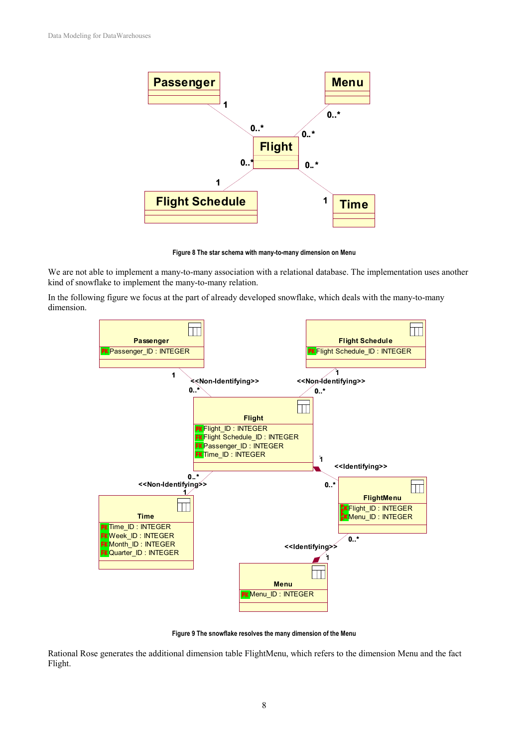Figure 8 The star schema with many-to-many dimension on Menu

We are not able to implement a many-to-many association with a relational database. The implementation uses another kind of snowflake to implement the many-to-many relation.

In the following figure we focus at the part of already developed snowflake, which deals with the many-to-many dimension.

Figure 9 The snowflake resolves the many dimension of the Menu

Rational Rose generates the additional dimension table FlightMenu, which refers to the dimension Menu and the fact Flight.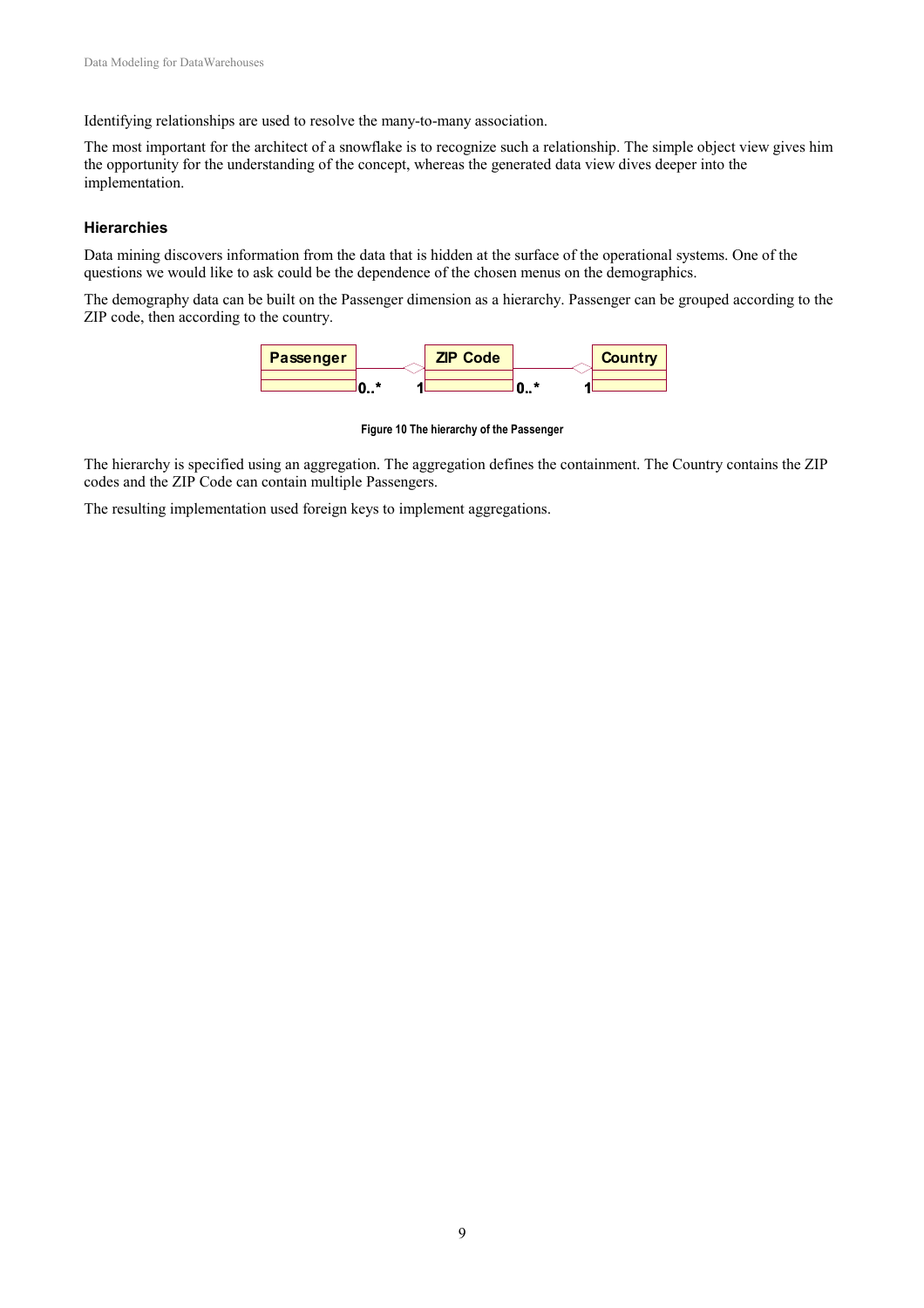Identifying relationships are used to resolve the many-to-many association.

The most important for the architect of a snowflake is to recognize such a relationship. The simple object view gives him the opportunity for the understanding of the concept, whereas the generated data view dives deeper into the implementation.

### Hierarchies

Data mining discovers information from the data that is hidden at the surface of the operational systems. One of the questions we would like to ask could be the dependence of the chosen menus on the demographics.

The demography data can be built on the Passenger dimension as a hierarchy. Passenger can be grouped according to the ZIP code, then according to the country.

Figure 10 The hierarchy of the Passenger

The hierarchy is specified using an aggregation. The aggregation defines the containment. The Country contains the ZIP codes and the ZIP Code can contain multiple Passengers.

The resulting implementation used foreign keys to implement aggregations.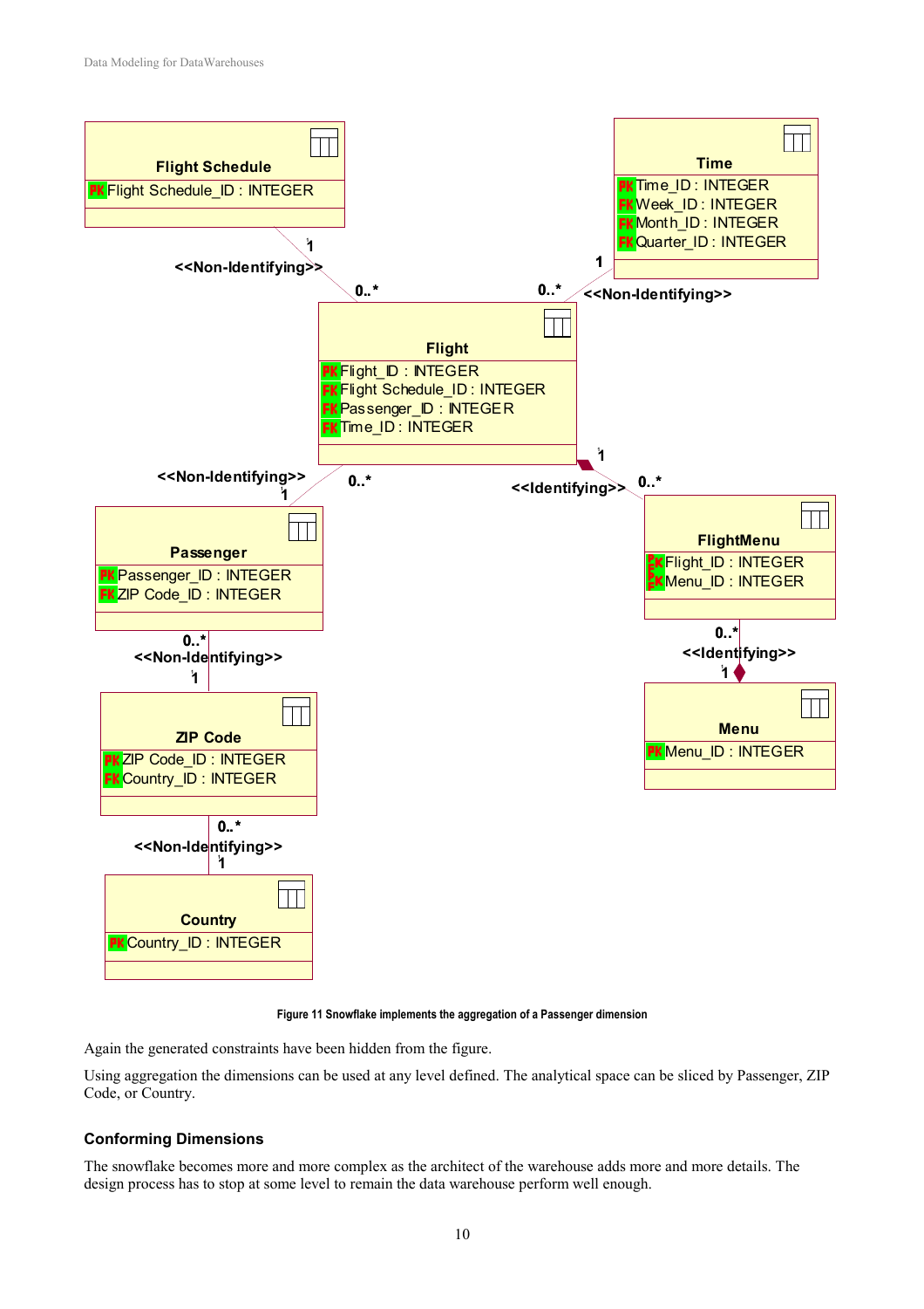Figure 11 Snowflake implements the aggregation of a Passenger dimension

Again the generated constraints have been hidden from the figure.

Using aggregation the dimensions can be used at any level defined. The analytical space can be sliced by Passenger, ZIP Code, or Country.

### Conforming Dimensions

The snowflake becomes more and more complex as the architect of the warehouse adds more and more details. The design process has to stop at some level to remain the data warehouse perform well enough.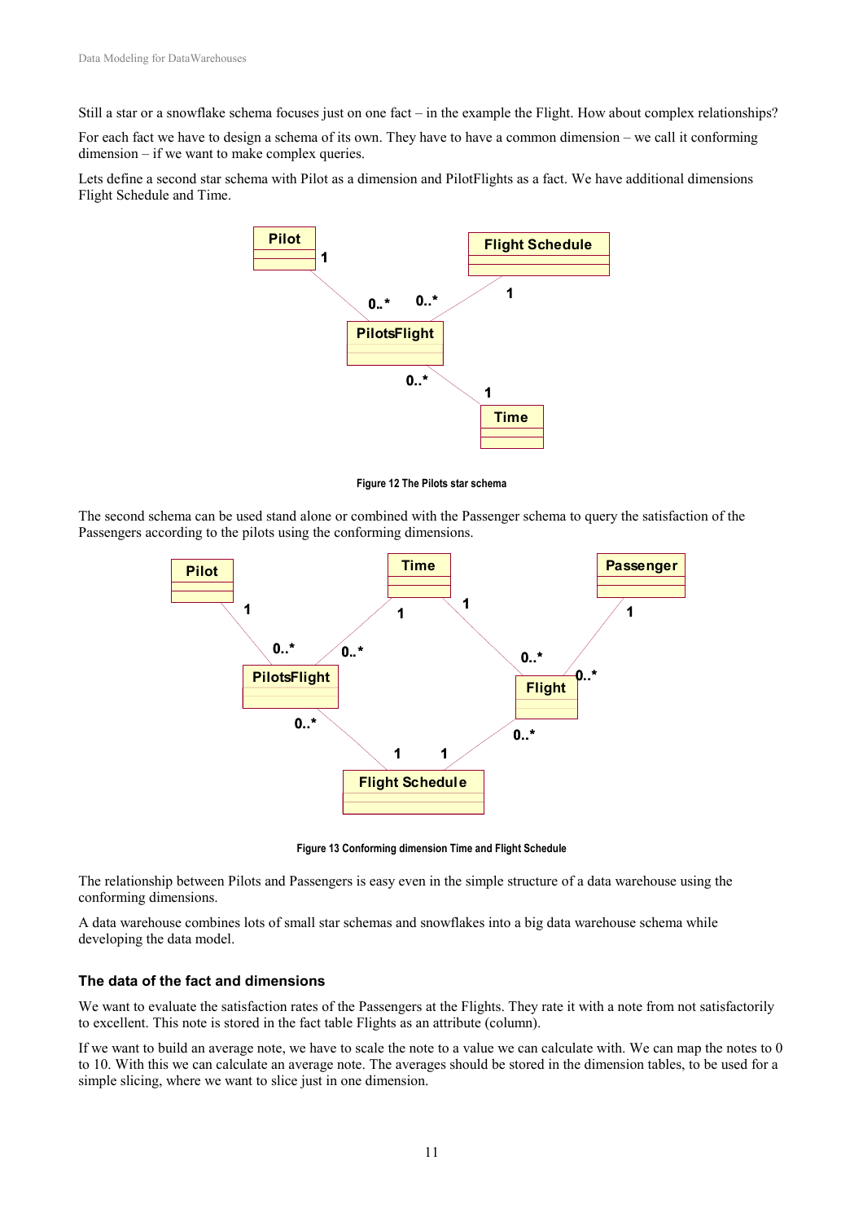Still a star or a snowflake schema focuses just on one fact – in the example the Flight. How about complex relationships?

For each fact we have to design a schema of its own. They have to have a common dimension – we call it conforming dimension – if we want to make complex queries.

Lets define a second star schema with Pilot as a dimension and PilotFlights as a fact. We have additional dimensions Flight Schedule and Time.

**Figure 12 The Pilots star schema**

The second schema can be used stand alone or combined with the Passenger schema to query the satisfaction of the Passengers according to the pilots using the conforming dimensions.

**Figure 13 Conforming dimension Time and Flight Schedule**

The relationship between Pilots and Passengers is easy even in the simple structure of a data warehouse using the conforming dimensions.

A data warehouse combines lots of small star schemas and snowflakes into a big data warehouse schema while developing the data model.

### The data of the fact and dimensions

We want to evaluate the satisfaction rates of the Passengers at the Flights. They rate it with a note from not satisfactorily to excellent. This note is stored in the fact table Flights as an attribute (column).

If we want to build an average note, we have to scale the note to a value we can calculate with. We can map the notes to 0 to 10. With this we can calculate an average note. The averages should be stored in the dimension tables, to be used for a simple slicing, where we want to slice just in one dimension.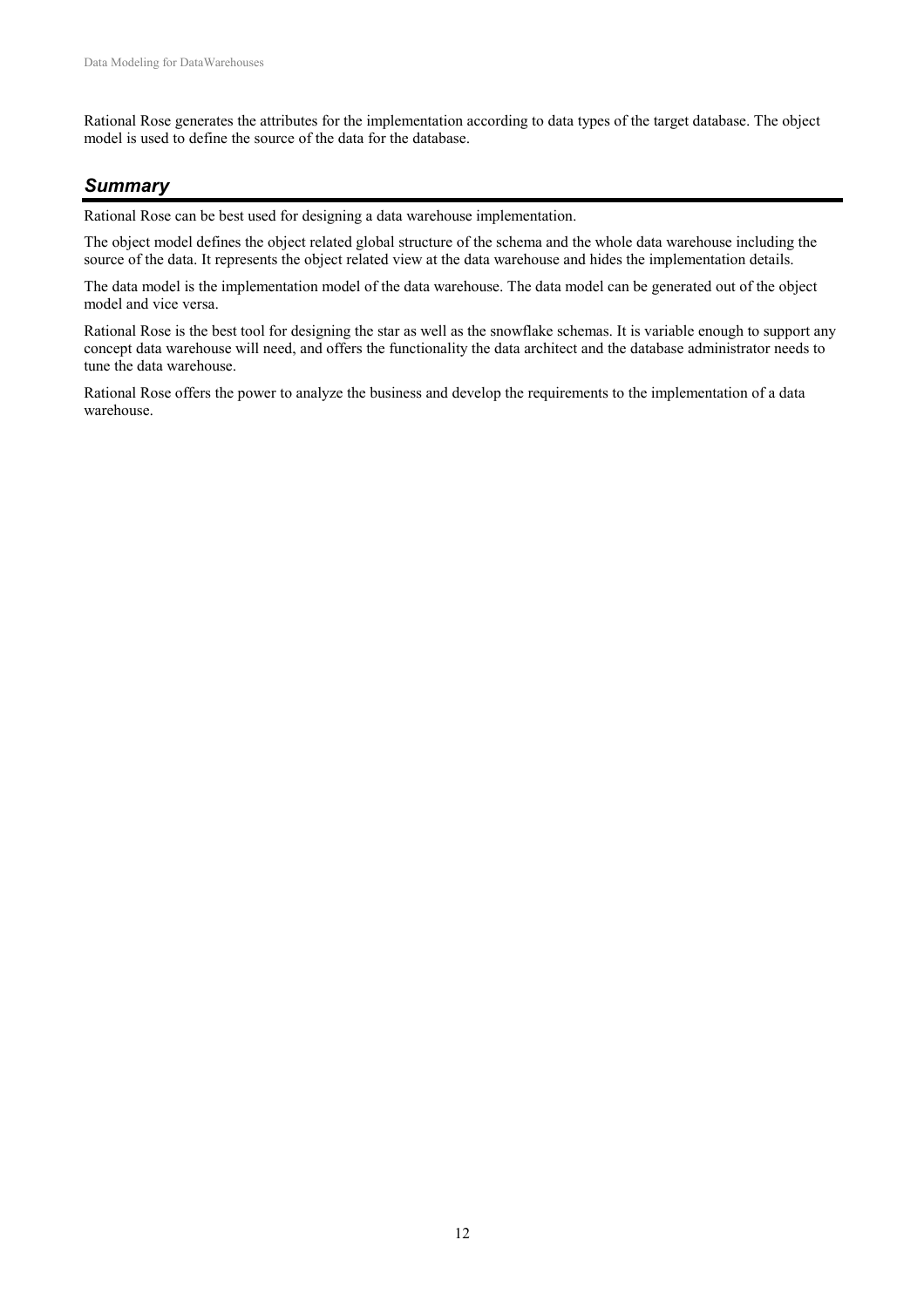Rational Rose generates the attributes for the implementation according to data types of the target database. The object model is used to define the source of the data for the database.

## *Summary*

Rational Rose can be best used for designing a data warehouse implementation.

The object model defines the object related global structure of the schema and the whole data warehouse including the source of the data. It represents the object related view at the data warehouse and hides the implementation details.

The data model is the implementation model of the data warehouse. The data model can be generated out of the object model and vice versa.

Rational Rose is the best tool for designing the star as well as the snowflake schemas. It is variable enough to support any concept data warehouse will need, and offers the functionality the data architect and the database administrator needs to tune the data warehouse.

Rational Rose offers the power to analyze the business and develop the requirements to the implementation of a data warehouse.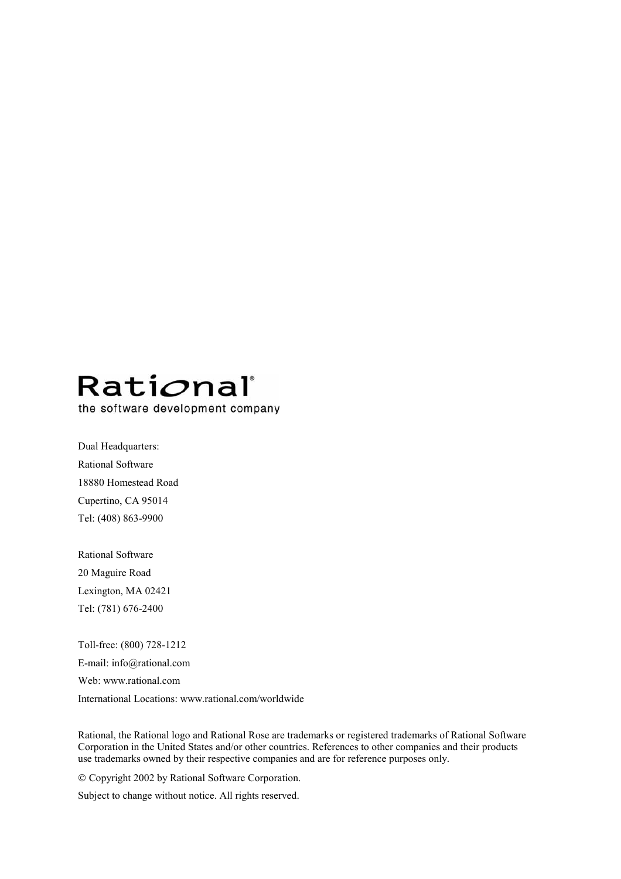Rational®

the software development company

Dual Headquarters:

Rational Software

18880 Homestead Road

Cupertino, CA 95014

Tel: (408) 863-9900

Rational Software

20 Maguire Road

Lexington, MA 02421

Tel: (781) 676-2400

Toll-free: (800) 728-1212

E-mail: info@rational.com

Web: www.rational.com

International Locations: www.rational.com/worldwide

Rational, the Rational logo and Rational Rose are trademarks or registered trademarks of Rational Software Corporation in the United States and/or other countries. References to other companies and their products use trademarks owned by their respective companies and are for reference purposes only.

© Copyright 2002 by Rational Software Corporation.

Subject to change without notice. All rights reserved.